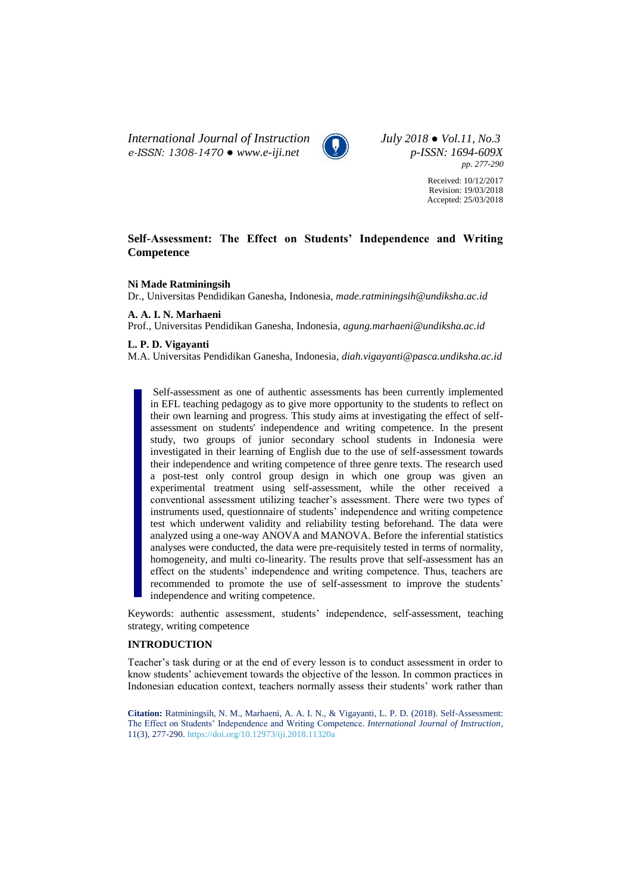Received: 10/12/2017
Revision: 19/03/2018
Accepted: 25/03/2018

# Self-Assessment: The Effect on Students' Independence and Writing Competence

**Ni Made Ratminingsih**
Dr., Universitas Pendidikan Ganesha, Indonesia, *made.ratminingsih@undiksha.ac.id*

**A. A. I. N. Marhaeni**
Prof., Universitas Pendidikan Ganesha, Indonesia, *agung.marhaeni@undiksha.ac.id*

**L. P. D. Vigayanti**
M.A. Universitas Pendidikan Ganesha, Indonesia, *diah.vigayanti@pasca.undiksha.ac.id*

Self-assessment as one of authentic assessments has been currently implemented in EFL teaching pedagogy as to give more opportunity to the students to reflect on their own learning and progress. This study aims at investigating the effect of self-assessment on students' independence and writing competence. In the present study, two groups of junior secondary school students in Indonesia were investigated in their learning of English due to the use of self-assessment towards their independence and writing competence of three genre texts. The research used a post-test only control group design in which one group was given an experimental treatment using self-assessment, while the other received a conventional assessment utilizing teacher's assessment. There were two types of instruments used, questionnaire of students' independence and writing competence test which underwent validity and reliability testing beforehand. The data were analyzed using a one-way ANOVA and MANOVA. Before the inferential statistics analyses were conducted, the data were pre-requisitely tested in terms of normality, homogeneity, and multi co-linearity. The results prove that self-assessment has an effect on the students' independence and writing competence. Thus, teachers are recommended to promote the use of self-assessment to improve the students' independence and writing competence.

Keywords: authentic assessment, students' independence, self-assessment, teaching strategy, writing competence

## INTRODUCTION

Teacher's task during or at the end of every lesson is to conduct assessment in order to know students' achievement towards the objective of the lesson. In common practices in Indonesian education context, teachers normally assess their students' work rather than

**Citation:** Ratminingsih, N. M., Marhaeni, A. A. I. N., & Vigayanti, L. P. D. (2018). Self-Assessment: The Effect on Students' Independence and Writing Competence. *International Journal of Instruction*, 11(3), 277-290. https://doi.org/10.12973/iji.2018.11320a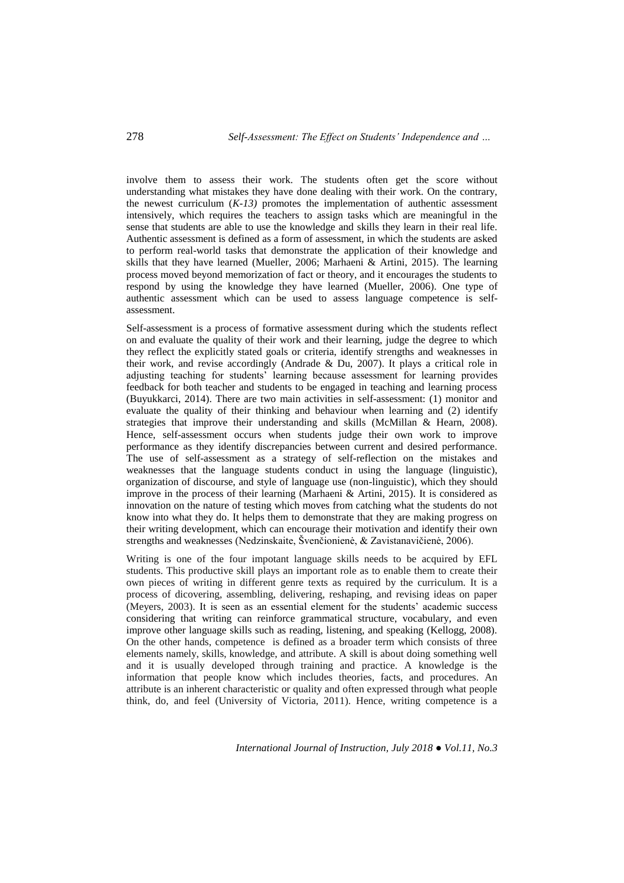involve them to assess their work. The students often get the score without understanding what mistakes they have done dealing with their work. On the contrary, the newest curriculum (*K-13)* promotes the implementation of authentic assessment intensively, which requires the teachers to assign tasks which are meaningful in the sense that students are able to use the knowledge and skills they learn in their real life. Authentic assessment is defined as a form of assessment, in which the students are asked to perform real-world tasks that demonstrate the application of their knowledge and skills that they have learned (Mueller, 2006; Marhaeni & Artini, 2015). The learning process moved beyond memorization of fact or theory, and it encourages the students to respond by using the knowledge they have learned (Mueller, 2006). One type of authentic assessment which can be used to assess language competence is self-assessment.

Self-assessment is a process of formative assessment during which the students reflect on and evaluate the quality of their work and their learning, judge the degree to which they reflect the explicitly stated goals or criteria, identify strengths and weaknesses in their work, and revise accordingly (Andrade & Du, 2007). It plays a critical role in adjusting teaching for students' learning because assessment for learning provides feedback for both teacher and students to be engaged in teaching and learning process (Buyukkarci, 2014). There are two main activities in self-assessment: (1) monitor and evaluate the quality of their thinking and behaviour when learning and (2) identify strategies that improve their understanding and skills (McMillan & Hearn, 2008). Hence, self-assessment occurs when students judge their own work to improve performance as they identify discrepancies between current and desired performance. The use of self-assessment as a strategy of self-reflection on the mistakes and weaknesses that the language students conduct in using the language (linguistic), organization of discourse, and style of language use (non-linguistic), which they should improve in the process of their learning (Marhaeni & Artini, 2015). It is considered as innovation on the nature of testing which moves from catching what the students do not know into what they do. It helps them to demonstrate that they are making progress on their writing development, which can encourage their motivation and identify their own strengths and weaknesses (Nedzinskaite, Švenčionienė, & Zavistanavičienė, 2006).

Writing is one of the four impotant language skills needs to be acquired by EFL students. This productive skill plays an important role as to enable them to create their own pieces of writing in different genre texts as required by the curriculum. It is a process of dicovering, assembling, delivering, reshaping, and revising ideas on paper (Meyers, 2003). It is seen as an essential element for the students' academic success considering that writing can reinforce grammatical structure, vocabulary, and even improve other language skills such as reading, listening, and speaking (Kellogg, 2008). On the other hands, competence is defined as a broader term which consists of three elements namely, skills, knowledge, and attribute. A skill is about doing something well and it is usually developed through training and practice. A knowledge is the information that people know which includes theories, facts, and procedures. An attribute is an inherent characteristic or quality and often expressed through what people think, do, and feel (University of Victoria, 2011). Hence, writing competence is a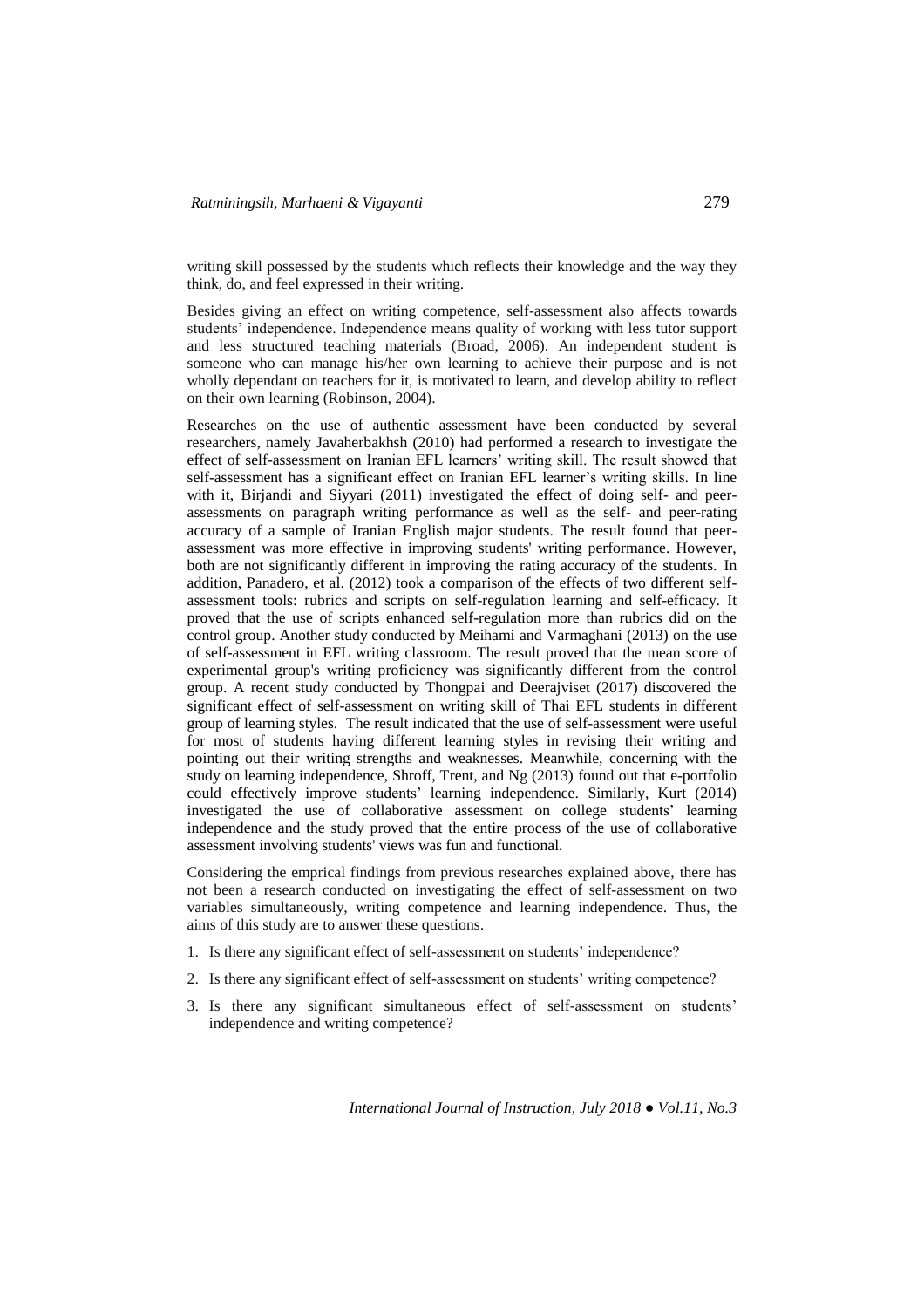writing skill possessed by the students which reflects their knowledge and the way they think, do, and feel expressed in their writing.

Besides giving an effect on writing competence, self-assessment also affects towards students' independence. Independence means quality of working with less tutor support and less structured teaching materials (Broad, 2006). An independent student is someone who can manage his/her own learning to achieve their purpose and is not wholly dependant on teachers for it, is motivated to learn, and develop ability to reflect on their own learning (Robinson, 2004).

Researches on the use of authentic assessment have been conducted by several researchers, namely Javaherbakhsh (2010) had performed a research to investigate the effect of self-assessment on Iranian EFL learners' writing skill. The result showed that self-assessment has a significant effect on Iranian EFL learner's writing skills. In line with it, Birjandi and Siyyari (2011) investigated the effect of doing self- and peer-assessments on paragraph writing performance as well as the self- and peer-rating accuracy of a sample of Iranian English major students. The result found that peer-assessment was more effective in improving students' writing performance. However, both are not significantly different in improving the rating accuracy of the students. In addition, Panadero, et al. (2012) took a comparison of the effects of two different self-assessment tools: rubrics and scripts on self-regulation learning and self-efficacy. It proved that the use of scripts enhanced self-regulation more than rubrics did on the control group. Another study conducted by Meihami and Varmaghani (2013) on the use of self-assessment in EFL writing classroom. The result proved that the mean score of experimental group's writing proficiency was significantly different from the control group. A recent study conducted by Thongpai and Deerajviset (2017) discovered the significant effect of self-assessment on writing skill of Thai EFL students in different group of learning styles. The result indicated that the use of self-assessment were useful for most of students having different learning styles in revising their writing and pointing out their writing strengths and weaknesses. Meanwhile, concerning with the study on learning independence, Shroff, Trent, and Ng (2013) found out that e-portfolio could effectively improve students' learning independence. Similarly, Kurt (2014) investigated the use of collaborative assessment on college students' learning independence and the study proved that the entire process of the use of collaborative assessment involving students' views was fun and functional.

Considering the emprical findings from previous researches explained above, there has not been a research conducted on investigating the effect of self-assessment on two variables simultaneously, writing competence and learning independence. Thus, the aims of this study are to answer these questions.

1. Is there any significant effect of self-assessment on students' independence?
2. Is there any significant effect of self-assessment on students' writing competence?
3. Is there any significant simultaneous effect of self-assessment on students' independence and writing competence?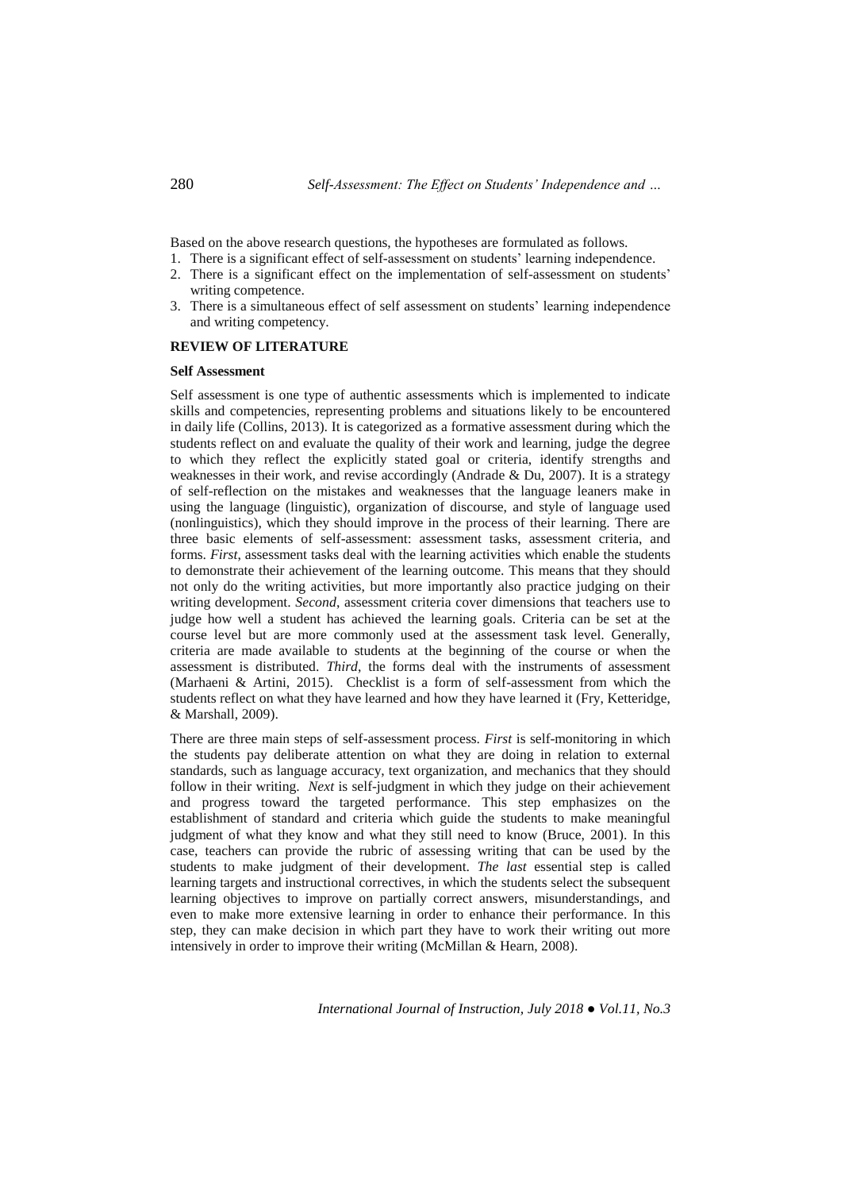Based on the above research questions, the hypotheses are formulated as follows.

1. There is a significant effect of self-assessment on students' learning independence.
2. There is a significant effect on the implementation of self-assessment on students' writing competence.
3. There is a simultaneous effect of self assessment on students' learning independence and writing competency.

## REVIEW OF LITERATURE

### Self Assessment

Self assessment is one type of authentic assessments which is implemented to indicate skills and competencies, representing problems and situations likely to be encountered in daily life (Collins, 2013). It is categorized as a formative assessment during which the students reflect on and evaluate the quality of their work and learning, judge the degree to which they reflect the explicitly stated goal or criteria, identify strengths and weaknesses in their work, and revise accordingly (Andrade & Du, 2007). It is a strategy of self-reflection on the mistakes and weaknesses that the language leaners make in using the language (linguistic), organization of discourse, and style of language used (nonlinguistics), which they should improve in the process of their learning. There are three basic elements of self-assessment: assessment tasks, assessment criteria, and forms. *First,* assessment tasks deal with the learning activities which enable the students to demonstrate their achievement of the learning outcome. This means that they should not only do the writing activities, but more importantly also practice judging on their writing development. *Second*, assessment criteria cover dimensions that teachers use to judge how well a student has achieved the learning goals. Criteria can be set at the course level but are more commonly used at the assessment task level. Generally, criteria are made available to students at the beginning of the course or when the assessment is distributed. *Third,* the forms deal with the instruments of assessment (Marhaeni & Artini, 2015). Checklist is a form of self-assessment from which the students reflect on what they have learned and how they have learned it (Fry, Ketteridge, & Marshall, 2009).

There are three main steps of self-assessment process. *First* is self-monitoring in which the students pay deliberate attention on what they are doing in relation to external standards, such as language accuracy, text organization, and mechanics that they should follow in their writing. *Next* is self-judgment in which they judge on their achievement and progress toward the targeted performance. This step emphasizes on the establishment of standard and criteria which guide the students to make meaningful judgment of what they know and what they still need to know (Bruce, 2001). In this case, teachers can provide the rubric of assessing writing that can be used by the students to make judgment of their development. *The last* essential step is called learning targets and instructional correctives, in which the students select the subsequent learning objectives to improve on partially correct answers, misunderstandings, and even to make more extensive learning in order to enhance their performance. In this step, they can make decision in which part they have to work their writing out more intensively in order to improve their writing (McMillan & Hearn, 2008).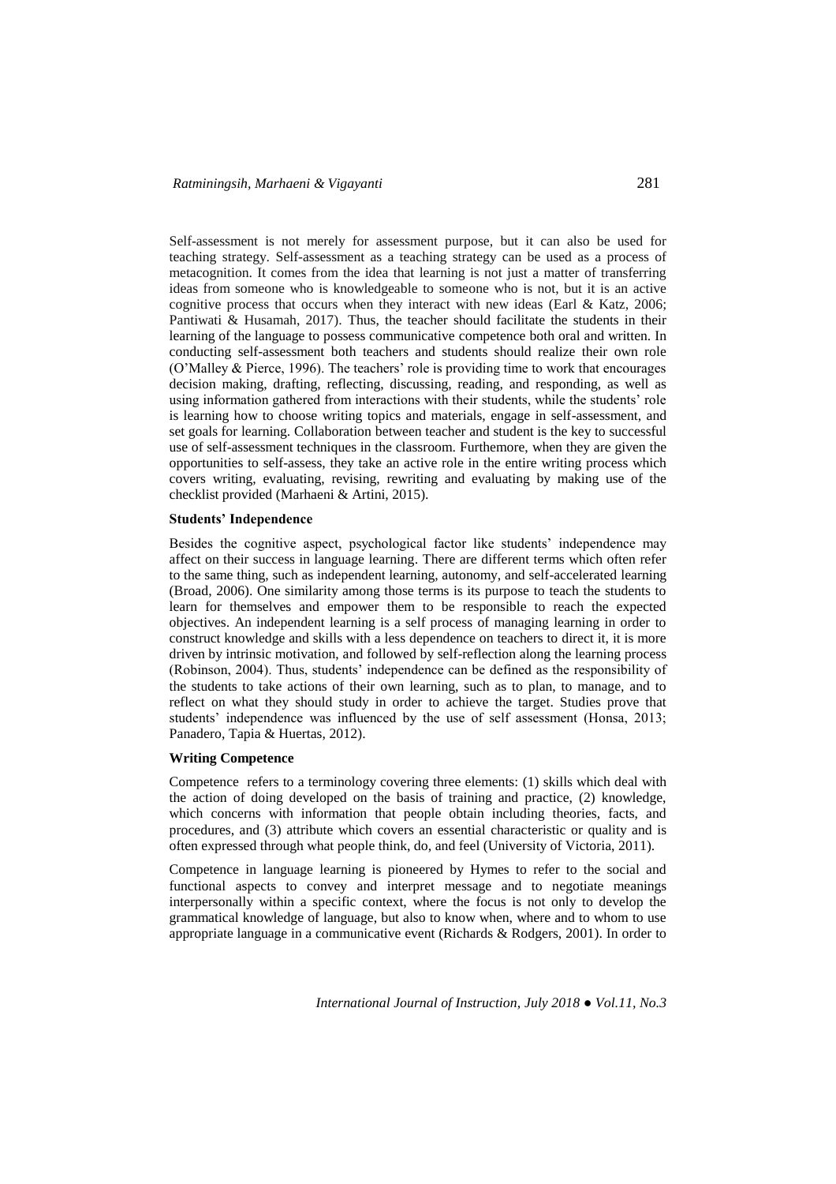Self-assessment is not merely for assessment purpose, but it can also be used for teaching strategy. Self-assessment as a teaching strategy can be used as a process of metacognition. It comes from the idea that learning is not just a matter of transferring ideas from someone who is knowledgeable to someone who is not, but it is an active cognitive process that occurs when they interact with new ideas (Earl & Katz, 2006; Pantiwati & Husamah, 2017). Thus, the teacher should facilitate the students in their learning of the language to possess communicative competence both oral and written. In conducting self-assessment both teachers and students should realize their own role (O'Malley & Pierce, 1996). The teachers' role is providing time to work that encourages decision making, drafting, reflecting, discussing, reading, and responding, as well as using information gathered from interactions with their students, while the students' role is learning how to choose writing topics and materials, engage in self-assessment, and set goals for learning. Collaboration between teacher and student is the key to successful use of self-assessment techniques in the classroom. Furthermore, when they are given the opportunities to self-assess, they take an active role in the entire writing process which covers writing, evaluating, revising, rewriting and evaluating by making use of the checklist provided (Marhaeni & Artini, 2015).

**Students' Independence**

Besides the cognitive aspect, psychological factor like students' independence may affect on their success in language learning. There are different terms which often refer to the same thing, such as independent learning, autonomy, and self-accelerated learning (Broad, 2006). One similarity among those terms is its purpose to teach the students to learn for themselves and empower them to be responsible to reach the expected objectives. An independent learning is a self process of managing learning in order to construct knowledge and skills with a less dependence on teachers to direct it, it is more driven by intrinsic motivation, and followed by self-reflection along the learning process (Robinson, 2004). Thus, students' independence can be defined as the responsibility of the students to take actions of their own learning, such as to plan, to manage, and to reflect on what they should study in order to achieve the target. Studies prove that students' independence was influenced by the use of self assessment (Honsa, 2013; Panadero, Tapia & Huertas, 2012).

**Writing Competence**

Competence refers to a terminology covering three elements: (1) skills which deal with the action of doing developed on the basis of training and practice, (2) knowledge, which concerns with information that people obtain including theories, facts, and procedures, and (3) attribute which covers an essential characteristic or quality and is often expressed through what people think, do, and feel (University of Victoria, 2011).

Competence in language learning is pioneered by Hymes to refer to the social and functional aspects to convey and interpret message and to negotiate meanings interpersonally within a specific context, where the focus is not only to develop the grammatical knowledge of language, but also to know when, where and to whom to use appropriate language in a communicative event (Richards & Rodgers, 2001). In order to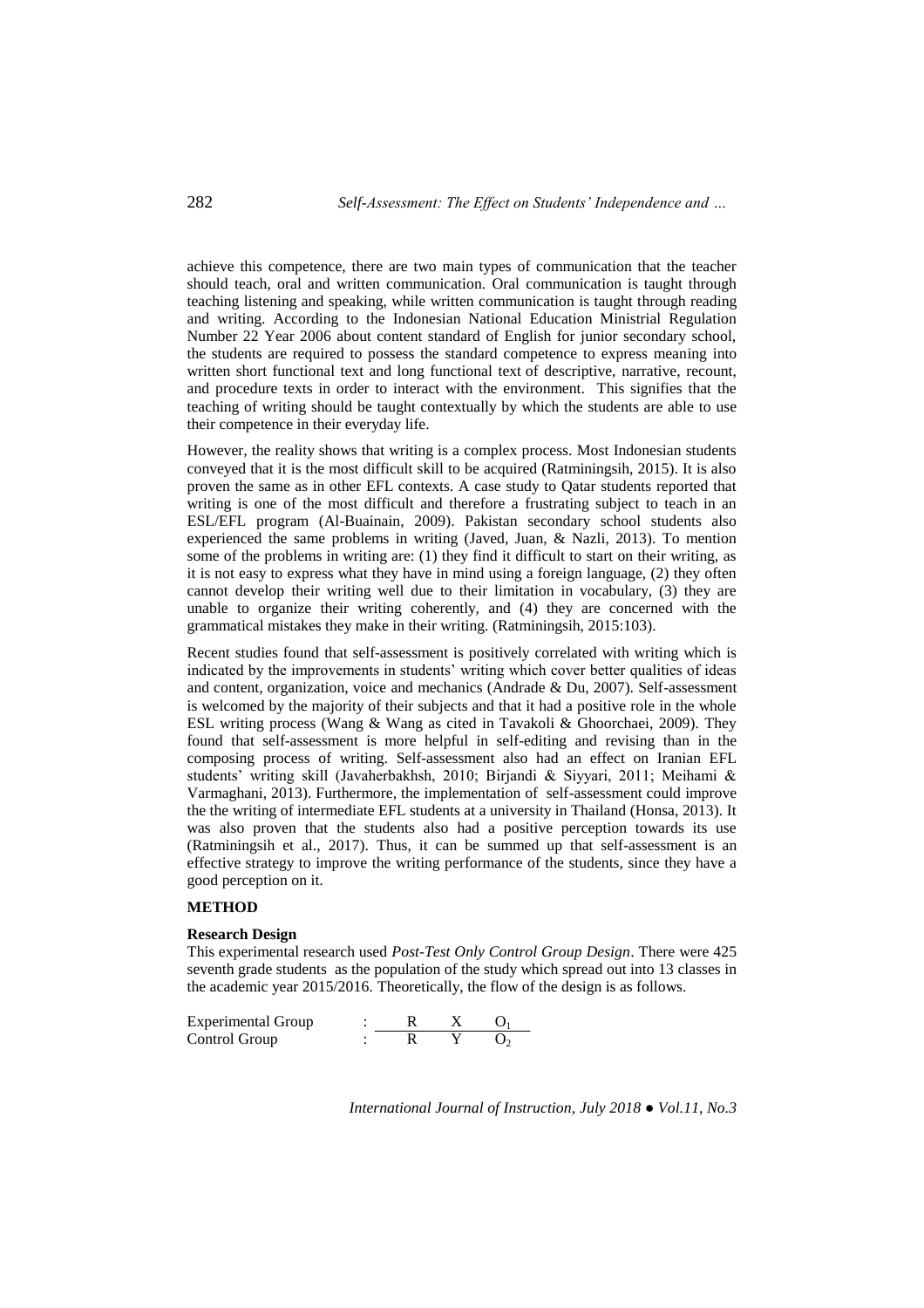achieve this competence, there are two main types of communication that the teacher should teach, oral and written communication. Oral communication is taught through teaching listening and speaking, while written communication is taught through reading and writing. According to the Indonesian National Education Ministrial Regulation Number 22 Year 2006 about content standard of English for junior secondary school, the students are required to possess the standard competence to express meaning into written short functional text and long functional text of descriptive, narrative, recount, and procedure texts in order to interact with the environment. This signifies that the teaching of writing should be taught contextually by which the students are able to use their competence in their everyday life.

However, the reality shows that writing is a complex process. Most Indonesian students conveyed that it is the most difficult skill to be acquired (Ratminingsih, 2015). It is also proven the same as in other EFL contexts. A case study to Qatar students reported that writing is one of the most difficult and therefore a frustrating subject to teach in an ESL/EFL program (Al-Buainain, 2009). Pakistan secondary school students also experienced the same problems in writing (Javed, Juan, & Nazli, 2013). To mention some of the problems in writing are: (1) they find it difficult to start on their writing, as it is not easy to express what they have in mind using a foreign language, (2) they often cannot develop their writing well due to their limitation in vocabulary, (3) they are unable to organize their writing coherently, and (4) they are concerned with the grammatical mistakes they make in their writing. (Ratminingsih, 2015:103).

Recent studies found that self-assessment is positively correlated with writing which is indicated by the improvements in students' writing which cover better qualities of ideas and content, organization, voice and mechanics (Andrade & Du, 2007). Self-assessment is welcomed by the majority of their subjects and that it had a positive role in the whole ESL writing process (Wang & Wang as cited in Tavakoli & Ghoorchaei, 2009). They found that self-assessment is more helpful in self-editing and revising than in the composing process of writing. Self-assessment also had an effect on Iranian EFL students' writing skill (Javaherbakhsh, 2010; Birjandi & Siyyari, 2011; Meihami & Varmaghani, 2013). Furthermore, the implementation of self-assessment could improve the the writing of intermediate EFL students at a university in Thailand (Honsa, 2013). It was also proven that the students also had a positive perception towards its use (Ratminingsih et al., 2017). Thus, it can be summed up that self-assessment is an effective strategy to improve the writing performance of the students, since they have a good perception on it.

## METHOD

### Research Design

This experimental research used *Post-Test Only Control Group Design*. There were 425 seventh grade students as the population of the study which spread out into 13 classes in the academic year 2015/2016. Theoretically, the flow of the design is as follows.

| | | | | |
|---|---|---|---|---|
| Experimental Group | : | R | X | $O_1$ |
| Control Group | : | R | Y | $O_2$ |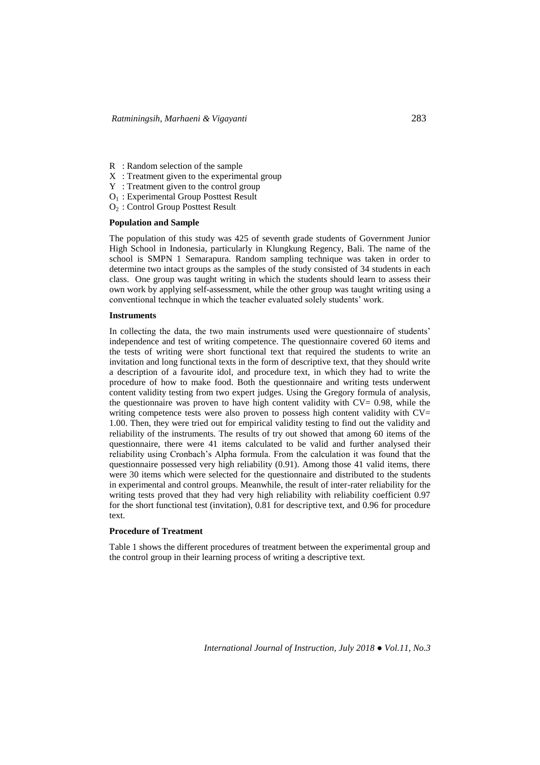R : Random selection of the sample

X : Treatment given to the experimental group

Y : Treatment given to the control group

$O_1$ : Experimental Group Posttest Result

$O_2$ : Control Group Posttest Result

**Population and Sample**

The population of this study was 425 of seventh grade students of Government Junior High School in Indonesia, particularly in Klungkung Regency, Bali. The name of the school is SMPN 1 Semarapura. Random sampling technique was taken in order to determine two intact groups as the samples of the study consisted of 34 students in each class. One group was taught writing in which the students should learn to assess their own work by applying self-assessment, while the other group was taught writing using a conventional technque in which the teacher evaluated solely students' work.

**Instruments**

In collecting the data, the two main instruments used were questionnaire of students' independence and test of writing competence. The questionnaire covered 60 items and the tests of writing were short functional text that required the students to write an invitation and long functional texts in the form of descriptive text, that they should write a description of a favourite idol, and procedure text, in which they had to write the procedure of how to make food. Both the questionnaire and writing tests underwent content validity testing from two expert judges. Using the Gregory formula of analysis, the questionnaire was proven to have high content validity with CV= 0.98, while the writing competence tests were also proven to possess high content validity with CV= 1.00. Then, they were tried out for empirical validity testing to find out the validity and reliability of the instruments. The results of try out showed that among 60 items of the questionnaire, there were 41 items calculated to be valid and further analysed their reliability using Cronbach's Alpha formula. From the calculation it was found that the questionnaire possessed very high reliability (0.91). Among those 41 valid items, there were 30 items which were selected for the questionnaire and distributed to the students in experimental and control groups. Meanwhile, the result of inter-rater reliability for the writing tests proved that they had very high reliability with reliability coefficient 0.97 for the short functional test (invitation), 0.81 for descriptive text, and 0.96 for procedure text.

**Procedure of Treatment**

Table 1 shows the different procedures of treatment between the experimental group and the control group in their learning process of writing a descriptive text.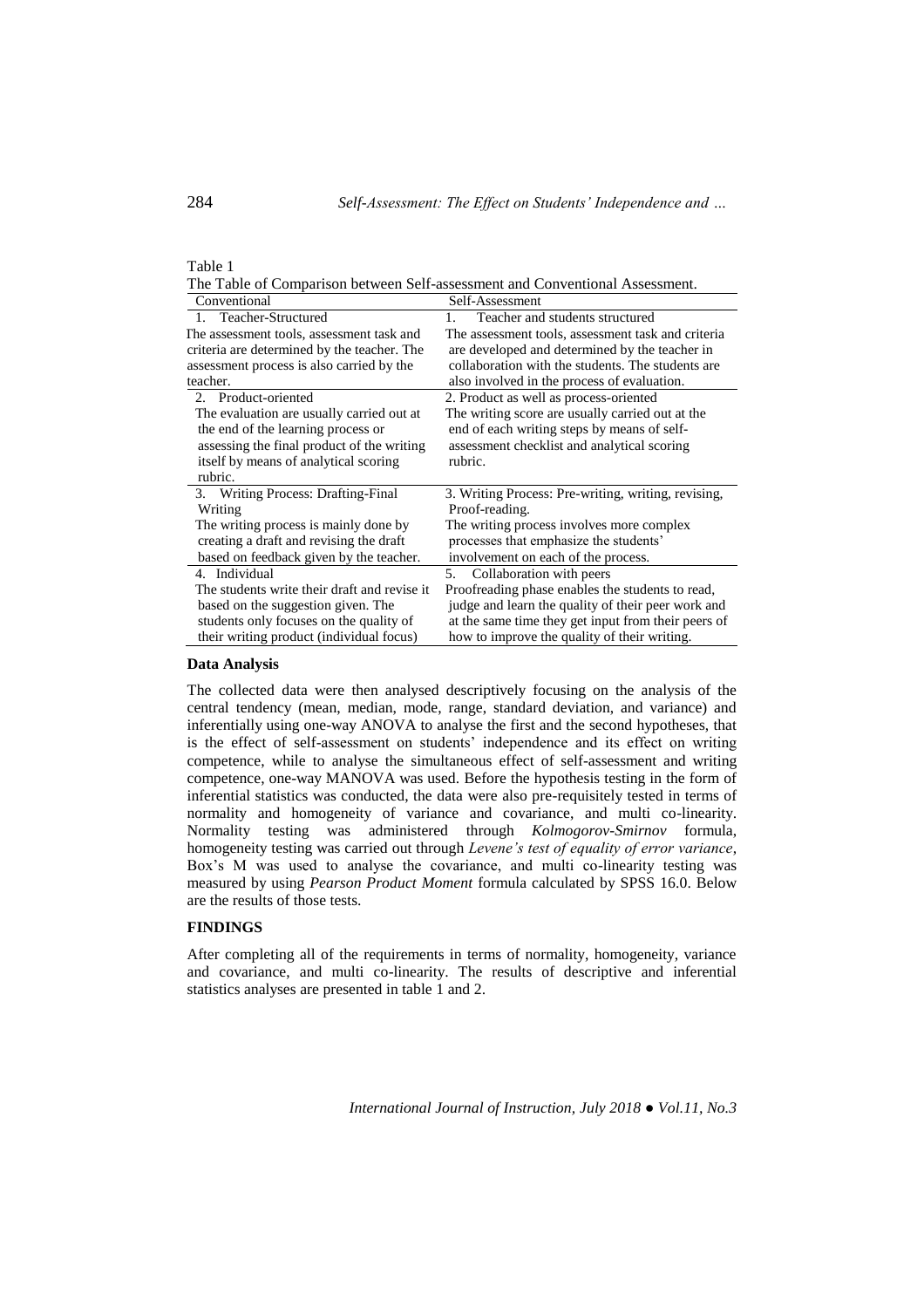Table 1

The Table of Comparison between Self-assessment and Conventional Assessment.

| Conventional | Self-Assessment |
|---|---|
| 1. Teacher-Structured<br>The assessment tools, assessment task and criteria are determined by the teacher. The assessment process is also carried by the teacher. | 1. Teacher and students structured<br>The assessment tools, assessment task and criteria are developed and determined by the teacher in collaboration with the students. The students are also involved in the process of evaluation. |
| 2. Product-oriented<br>The evaluation are usually carried out at the end of the learning process or assessing the final product of the writing itself by means of analytical scoring rubric. | 2. Product as well as process-oriented<br>The writing score are usually carried out at the end of each writing steps by means of self-assessment checklist and analytical scoring rubric. |
| 3. Writing Process: Drafting-Final Writing<br>The writing process is mainly done by creating a draft and revising the draft based on feedback given by the teacher. | 3. Writing Process: Pre-writing, writing, revising, Proof-reading.<br>The writing process involves more complex processes that emphasize the students' involvement on each of the process. |
| 4. Individual<br>The students write their draft and revise it based on the suggestion given. The students only focuses on the quality of their writing product (individual focus) | 5. Collaboration with peers<br>Proofreading phase enables the students to read, judge and learn the quality of their peer work and at the same time they get input from their peers of how to improve the quality of their writing. |

**Data Analysis**

The collected data were then analysed descriptively focusing on the analysis of the central tendency (mean, median, mode, range, standard deviation, and variance) and inferentially using one-way ANOVA to analyse the first and the second hypotheses, that is the effect of self-assessment on students' independence and its effect on writing competence, while to analyse the simultaneous effect of self-assessment and writing competence, one-way MANOVA was used. Before the hypothesis testing in the form of inferential statistics was conducted, the data were also pre-requisitely tested in terms of normality and homogeneity of variance and covariance, and multi co-linearity. Normality testing was administered through *Kolmogorov-Smirnov* formula, homogeneity testing was carried out through *Levene's test of equality of error variance*, Box's M was used to analyse the covariance, and multi co-linearity testing was measured by using *Pearson Product Moment* formula calculated by SPSS 16.0. Below are the results of those tests.

## FINDINGS

After completing all of the requirements in terms of normality, homogeneity, variance and covariance, and multi co-linearity. The results of descriptive and inferential statistics analyses are presented in table 1 and 2.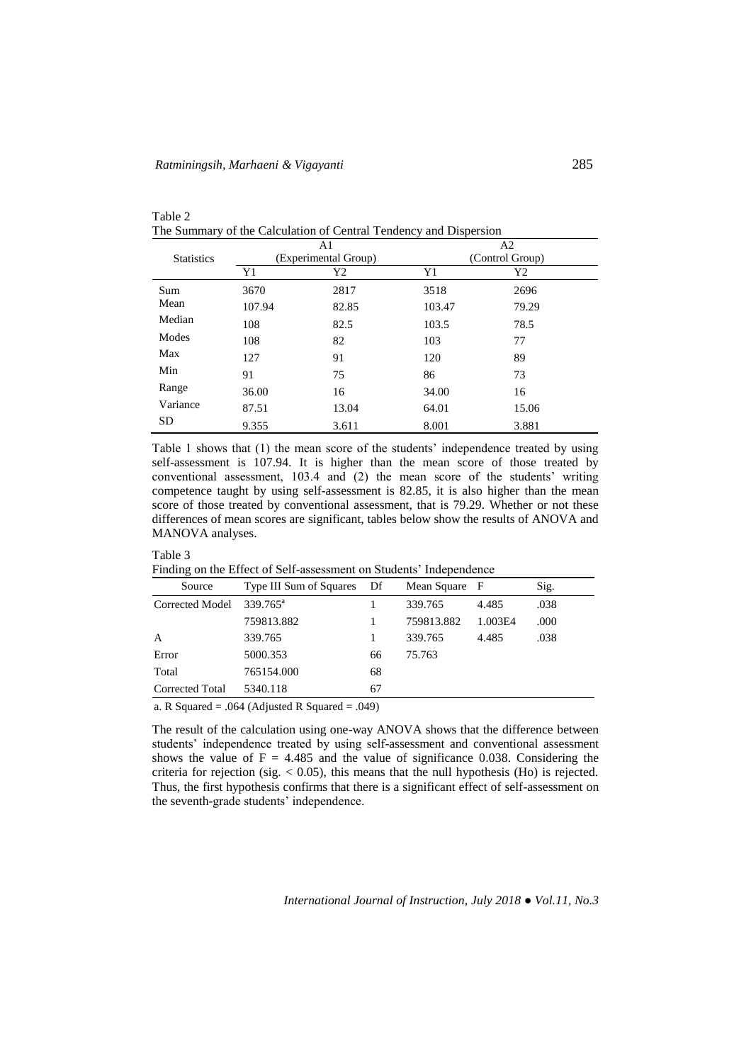Table 2

The Summary of the Calculation of Central Tendency and Dispersion

| Statistics | A1 (Experimental Group) | | A2 (Control Group) | |
|---|---|---|---|---|
| | Y1 | Y2 | Y1 | Y2 |
| Sum | 3670 | 2817 | 3518 | 2696 |
| Mean | 107.94 | 82.85 | 103.47 | 79.29 |
| Median | 108 | 82.5 | 103.5 | 78.5 |
| Modes | 108 | 82 | 103 | 77 |
| Max | 127 | 91 | 120 | 89 |
| Min | 91 | 75 | 86 | 73 |
| Range | 36.00 | 16 | 34.00 | 16 |
| Variance | 87.51 | 13.04 | 64.01 | 15.06 |
| SD | 9.355 | 3.611 | 8.001 | 3.881 |

Table 1 shows that (1) the mean score of the students' independence treated by using self-assessment is 107.94. It is higher than the mean score of those treated by conventional assessment, 103.4 and (2) the mean score of the students' writing competence taught by using self-assessment is 82.85, it is also higher than the mean score of those treated by conventional assessment, that is 79.29. Whether or not these differences of mean scores are significant, tables below show the results of ANOVA and MANOVA analyses.

Table 3

Finding on the Effect of Self-assessment on Students' Independence

| Source | Type III Sum of Squares | Df | Mean Square | F | Sig. |
|---|---|---|---|---|---|
| Corrected Model | 339.765[a] | 1 | 339.765 | 4.485 | .038 |
| | 759813.882 | 1 | 759813.882 | 1.003E4 | .000 |
| A | 339.765 | 1 | 339.765 | 4.485 | .038 |
| Error | 5000.353 | 66 | 75.763 | | |
| Total | 765154.000 | 68 | | | |
| Corrected Total | 5340.118 | 67 | | | |

a. R Squared = .064 (Adjusted R Squared = .049)

The result of the calculation using one-way ANOVA shows that the difference between students' independence treated by using self-assessment and conventional assessment shows the value of $F = 4.485$ and the value of significance 0.038. Considering the criteria for rejection (sig. $< 0.05$), this means that the null hypothesis (Ho) is rejected. Thus, the first hypothesis confirms that there is a significant effect of self-assessment on the seventh-grade students' independence.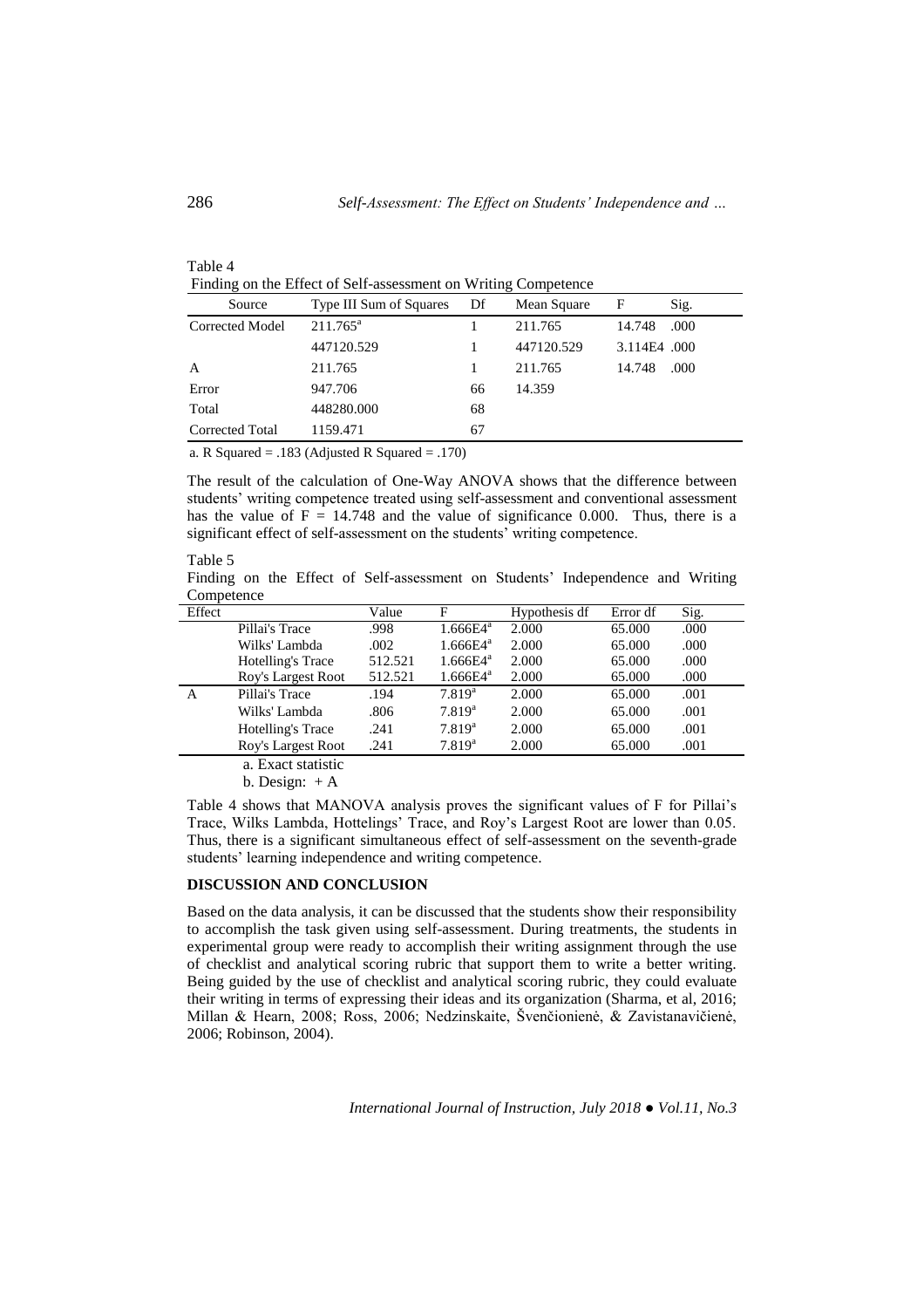Table 4

Finding on the Effect of Self-assessment on Writing Competence

| Source | Type III Sum of Squares | Df | Mean Square | F | Sig. |
|---|---|---|---|---|---|
| Corrected Model | 211.765[a] | 1 | 211.765 | 14.748 | .000 |
| | 447120.529 | 1 | 447120.529 | 3.114E4 | .000 |
| A | 211.765 | 1 | 211.765 | 14.748 | .000 |
| Error | 947.706 | 66 | 14.359 | | |
| Total | 448280.000 | 68 | | | |
| Corrected Total | 1159.471 | 67 | | | |

a. R Squared = .183 (Adjusted R Squared = .170)

The result of the calculation of One-Way ANOVA shows that the difference between students' writing competence treated using self-assessment and conventional assessment has the value of F = 14.748 and the value of significance 0.000. Thus, there is a significant effect of self-assessment on the students' writing competence.

Table 5

Finding on the Effect of Self-assessment on Students' Independence and Writing Competence

| Effect | | Value | F | Hypothesis df | Error df | Sig. |
|---|---|---|---|---|---|---|
| | Pillai's Trace | .998 | 1.666E4[a] | 2.000 | 65.000 | .000 |
| | Wilks' Lambda | .002 | 1.666E4[a] | 2.000 | 65.000 | .000 |
| | Hotelling's Trace | 512.521 | 1.666E4[a] | 2.000 | 65.000 | .000 |
| | Roy's Largest Root | 512.521 | 1.666E4[a] | 2.000 | 65.000 | .000 |
| A | Pillai's Trace | .194 | 7.819[a] | 2.000 | 65.000 | .001 |
| | Wilks' Lambda | .806 | 7.819[a] | 2.000 | 65.000 | .001 |
| | Hotelling's Trace | .241 | 7.819[a] | 2.000 | 65.000 | .001 |
| | Roy's Largest Root | .241 | 7.819[a] | 2.000 | 65.000 | .001 |

a. Exact statistic

b. Design: + A

Table 4 shows that MANOVA analysis proves the significant values of F for Pillai's Trace, Wilks Lambda, Hottelings' Trace, and Roy's Largest Root are lower than 0.05. Thus, there is a significant simultaneous effect of self-assessment on the seventh-grade students' learning independence and writing competence.

## DISCUSSION AND CONCLUSION

Based on the data analysis, it can be discussed that the students show their responsibility to accomplish the task given using self-assessment. During treatments, the students in experimental group were ready to accomplish their writing assignment through the use of checklist and analytical scoring rubric that support them to write a better writing. Being guided by the use of checklist and analytical scoring rubric, they could evaluate their writing in terms of expressing their ideas and its organization (Sharma, et al, 2016; Millan & Hearn, 2008; Ross, 2006; Nedzinskaite, Švenčionienė, & Zavistanavičienė, 2006; Robinson, 2004).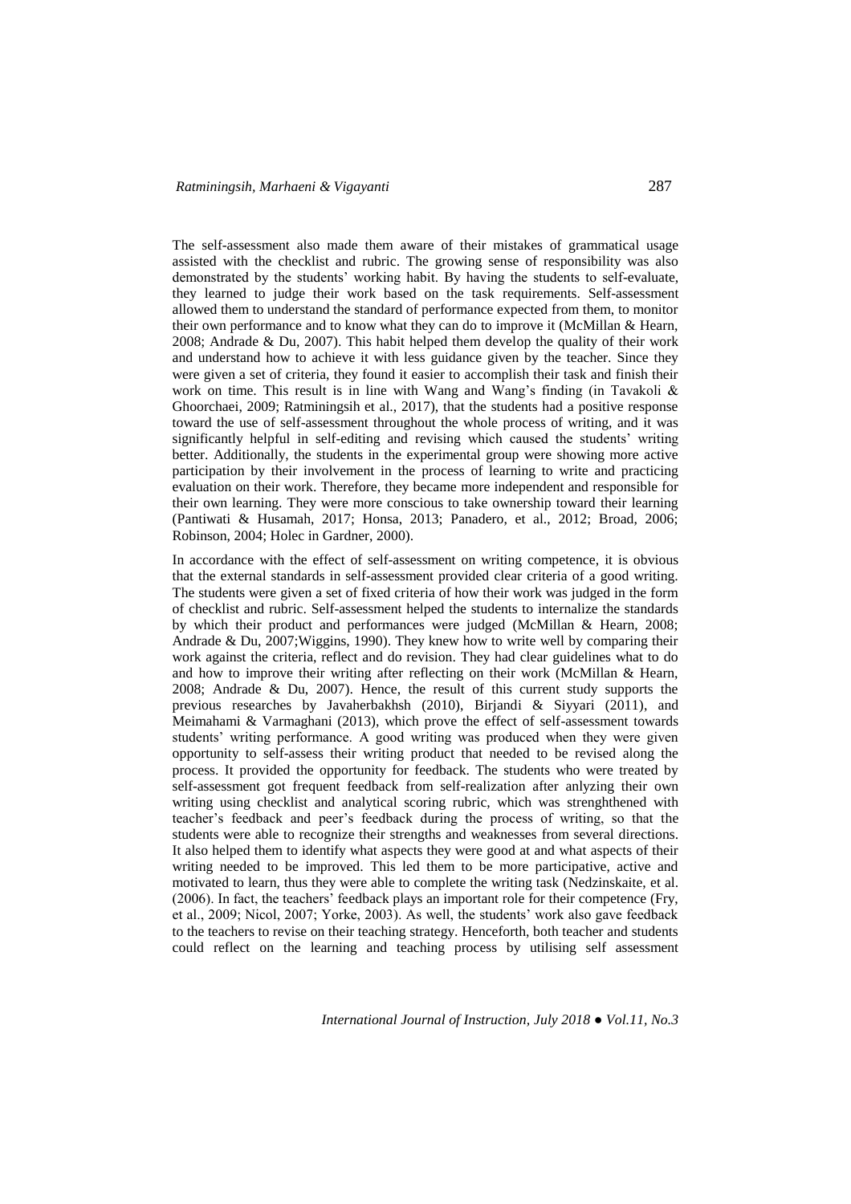The self-assessment also made them aware of their mistakes of grammatical usage assisted with the checklist and rubric. The growing sense of responsibility was also demonstrated by the students' working habit. By having the students to self-evaluate, they learned to judge their work based on the task requirements. Self-assessment allowed them to understand the standard of performance expected from them, to monitor their own performance and to know what they can do to improve it (McMillan & Hearn, 2008; Andrade & Du, 2007). This habit helped them develop the quality of their work and understand how to achieve it with less guidance given by the teacher. Since they were given a set of criteria, they found it easier to accomplish their task and finish their work on time. This result is in line with Wang and Wang's finding (in Tavakoli & Ghoorchaei, 2009; Ratminingsih et al., 2017), that the students had a positive response toward the use of self-assessment throughout the whole process of writing, and it was significantly helpful in self-editing and revising which caused the students' writing better. Additionally, the students in the experimental group were showing more active participation by their involvement in the process of learning to write and practicing evaluation on their work. Therefore, they became more independent and responsible for their own learning. They were more conscious to take ownership toward their learning (Pantiwati & Husamah, 2017; Honsa, 2013; Panadero, et al., 2012; Broad, 2006; Robinson, 2004; Holec in Gardner, 2000).

In accordance with the effect of self-assessment on writing competence, it is obvious that the external standards in self-assessment provided clear criteria of a good writing. The students were given a set of fixed criteria of how their work was judged in the form of checklist and rubric. Self-assessment helped the students to internalize the standards by which their product and performances were judged (McMillan & Hearn, 2008; Andrade & Du, 2007;Wiggins, 1990). They knew how to write well by comparing their work against the criteria, reflect and do revision. They had clear guidelines what to do and how to improve their writing after reflecting on their work (McMillan & Hearn, 2008; Andrade & Du, 2007). Hence, the result of this current study supports the previous researches by Javaherbakhsh (2010), Birjandi & Siyyari (2011), and Meimahami & Varmaghani (2013), which prove the effect of self-assessment towards students' writing performance. A good writing was produced when they were given opportunity to self-assess their writing product that needed to be revised along the process. It provided the opportunity for feedback. The students who were treated by self-assessment got frequent feedback from self-realization after anlyzing their own writing using checklist and analytical scoring rubric, which was strenghthened with teacher's feedback and peer's feedback during the process of writing, so that the students were able to recognize their strengths and weaknesses from several directions. It also helped them to identify what aspects they were good at and what aspects of their writing needed to be improved. This led them to be more participative, active and motivated to learn, thus they were able to complete the writing task (Nedzinskaite, et al. (2006). In fact, the teachers' feedback plays an important role for their competence (Fry, et al., 2009; Nicol, 2007; Yorke, 2003). As well, the students' work also gave feedback to the teachers to revise on their teaching strategy. Henceforth, both teacher and students could reflect on the learning and teaching process by utilising self assessment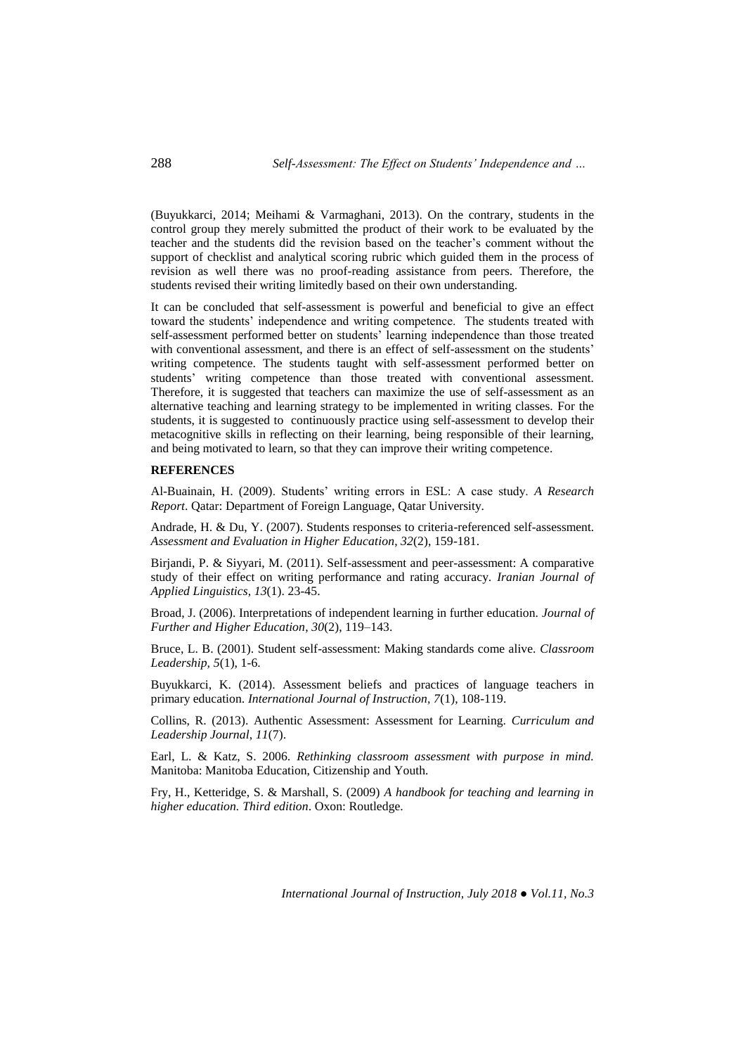(Buyukkarci, 2014; Meihami & Varmaghani, 2013). On the contrary, students in the control group they merely submitted the product of their work to be evaluated by the teacher and the students did the revision based on the teacher's comment without the support of checklist and analytical scoring rubric which guided them in the process of revision as well there was no proof-reading assistance from peers. Therefore, the students revised their writing limitedly based on their own understanding.

It can be concluded that self-assessment is powerful and beneficial to give an effect toward the students' independence and writing competence. The students treated with self-assessment performed better on students' learning independence than those treated with conventional assessment, and there is an effect of self-assessment on the students' writing competence. The students taught with self-assessment performed better on students' writing competence than those treated with conventional assessment. Therefore, it is suggested that teachers can maximize the use of self-assessment as an alternative teaching and learning strategy to be implemented in writing classes. For the students, it is suggested to continuously practice using self-assessment to develop their metacognitive skills in reflecting on their learning, being responsible of their learning, and being motivated to learn, so that they can improve their writing competence.

**REFERENCES**

Al-Buainain, H. (2009). Students' writing errors in ESL: A case study. *A Research Report*. Qatar: Department of Foreign Language, Qatar University.

Andrade, H. & Du, Y. (2007). Students responses to criteria-referenced self-assessment. *Assessment and Evaluation in Higher Education*, *32*(2), 159-181.

Birjandi, P. & Siyyari, M. (2011). Self-assessment and peer-assessment: A comparative study of their effect on writing performance and rating accuracy. *Iranian Journal of Applied Linguistics*, *13*(1). 23-45.

Broad, J. (2006). Interpretations of independent learning in further education. *Journal of Further and Higher Education*, *30*(2), 119–143.

Bruce, L. B. (2001). Student self-assessment: Making standards come alive. *Classroom Leadership, 5*(1), 1-6.

Buyukkarci, K. (2014). Assessment beliefs and practices of language teachers in primary education. *International Journal of Instruction, 7*(1), 108-119.

Collins, R. (2013). Authentic Assessment: Assessment for Learning. *Curriculum and Leadership Journal*, *11*(7).

Earl, L. & Katz, S. 2006. *Rethinking classroom assessment with purpose in mind.* Manitoba: Manitoba Education, Citizenship and Youth.

Fry, H., Ketteridge, S. & Marshall, S. (2009) *A handbook for teaching and learning in higher education. Third edition*. Oxon: Routledge.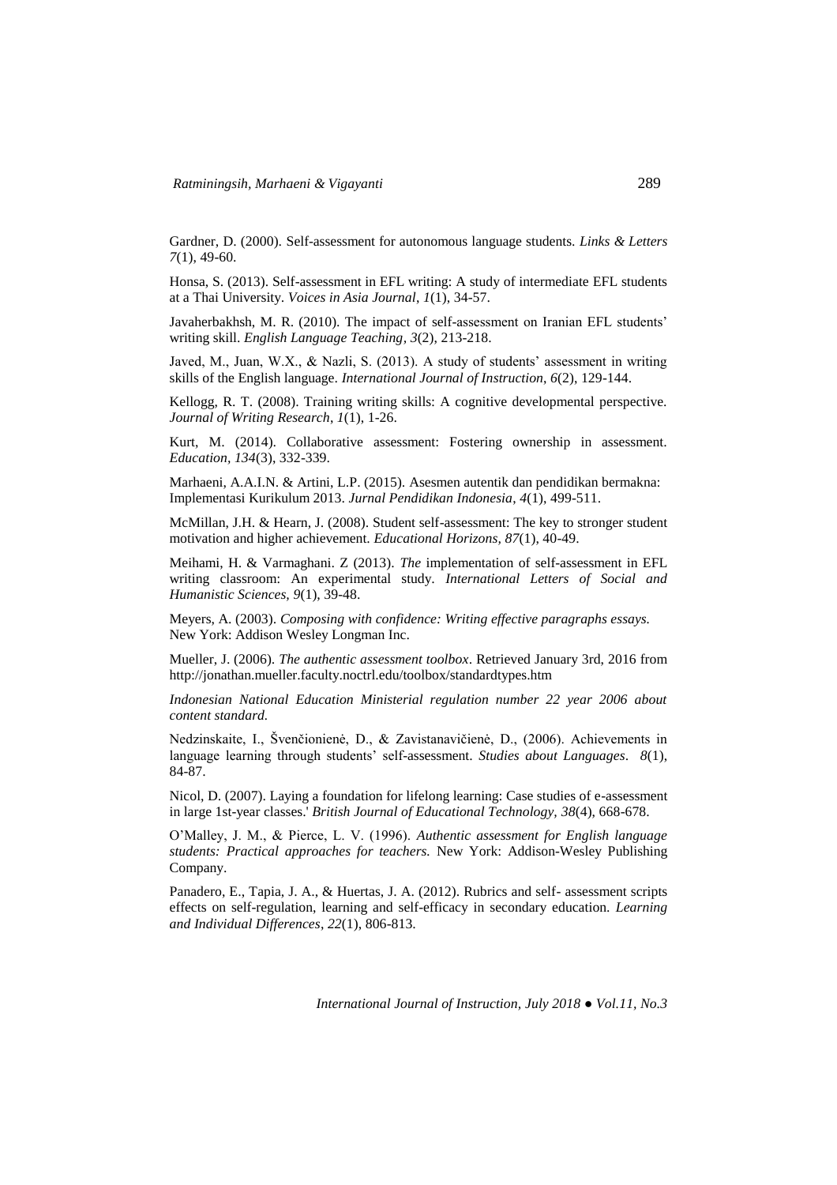Gardner, D. (2000). Self-assessment for autonomous language students. *Links & Letters 7*(1), 49-60.

Honsa, S. (2013). Self-assessment in EFL writing: A study of intermediate EFL students at a Thai University. *Voices in Asia Journal*, *1*(1), 34-57.

Javaherbakhsh, M. R. (2010). The impact of self-assessment on Iranian EFL students' writing skill. *English Language Teaching*, *3*(2), 213-218.

Javed, M., Juan, W.X., & Nazli, S. (2013). A study of students' assessment in writing skills of the English language. *International Journal of Instruction*, *6*(2), 129-144.

Kellogg, R. T. (2008). Training writing skills: A cognitive developmental perspective. *Journal of Writing Research*, *1*(1), 1-26.

Kurt, M. (2014). Collaborative assessment: Fostering ownership in assessment. *Education*, *134*(3), 332-339.

Marhaeni, A.A.I.N. & Artini, L.P. (2015). Asesmen autentik dan pendidikan bermakna: Implementasi Kurikulum 2013. *Jurnal Pendidikan Indonesia*, *4*(1), 499-511.

McMillan, J.H. & Hearn, J. (2008). Student self-assessment: The key to stronger student motivation and higher achievement. *Educational Horizons, 87*(1), 40-49.

Meihami, H. & Varmaghani. Z (2013). *The* implementation of self-assessment in EFL writing classroom: An experimental study. *International Letters of Social and Humanistic Sciences, 9*(1), 39-48.

Meyers, A. (2003). *Composing with confidence: Writing effective paragraphs essays.* New York: Addison Wesley Longman Inc.

Mueller, J. (2006). *The authentic assessment toolbox*. Retrieved January 3rd, 2016 from http://jonathan.mueller.faculty.noctrl.edu/toolbox/standardtypes.htm

*Indonesian National Education Ministerial regulation number 22 year 2006 about content standard.*

Nedzinskaite, I., Švenčionienė, D., & Zavistanavičienė, D., (2006). Achievements in language learning through students' self-assessment. *Studies about Languages*. *8*(1), 84-87.

Nicol, D. (2007). Laying a foundation for lifelong learning: Case studies of e-assessment in large 1st-year classes.' *British Journal of Educational Technology, 38*(4), 668-678.

O'Malley, J. M., & Pierce, L. V. (1996). *Authentic assessment for English language students: Practical approaches for teachers.* New York: Addison-Wesley Publishing Company.

Panadero, E., Tapia, J. A., & Huertas, J. A. (2012). Rubrics and self- assessment scripts effects on self-regulation, learning and self-efficacy in secondary education. *Learning and Individual Differences*, *22*(1), 806-813.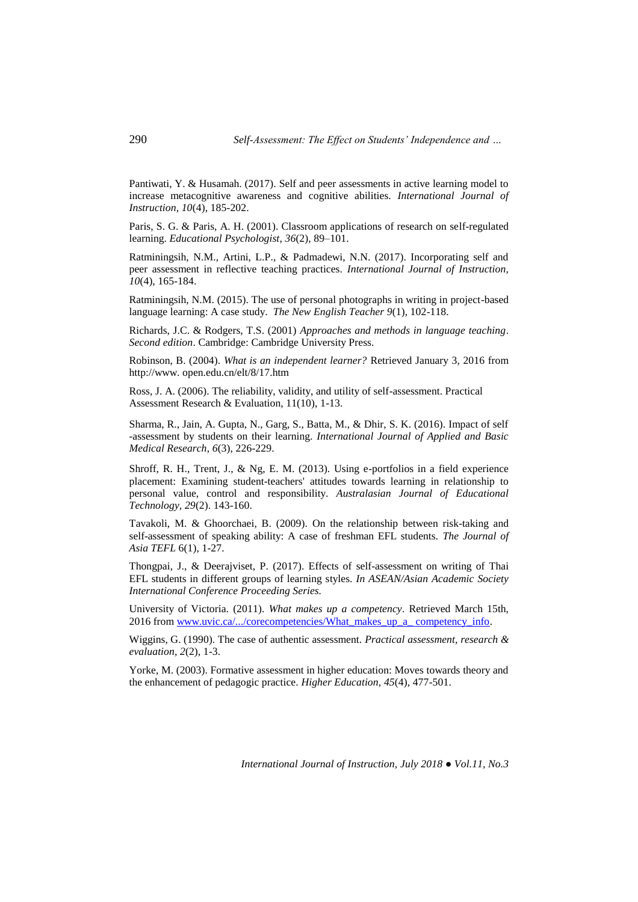Pantiwati, Y. & Husamah. (2017). Self and peer assessments in active learning model to increase metacognitive awareness and cognitive abilities. *International Journal of Instruction, 10*(4), 185-202.

Paris, S. G. & Paris, A. H. (2001). Classroom applications of research on self-regulated learning. *Educational Psychologist, 36*(2), 89–101.

Ratminingsih, N.M., Artini, L.P., & Padmadewi, N.N. (2017). Incorporating self and peer assessment in reflective teaching practices. *International Journal of Instruction, 10*(4), 165-184.

Ratminingsih, N.M. (2015). The use of personal photographs in writing in project-based language learning: A case study. *The New English Teacher 9*(1), 102-118.

Richards, J.C. & Rodgers, T.S. (2001) *Approaches and methods in language teaching*. *Second edition*. Cambridge: Cambridge University Press.

Robinson, B. (2004). *What is an independent learner?* Retrieved January 3, 2016 from http://www. open.edu.cn/elt/8/17.htm

Ross, J. A. (2006). The reliability, validity, and utility of self-assessment. Practical Assessment Research & Evaluation, 11(10), 1-13.

Sharma, R., Jain, A. Gupta, N., Garg, S., Batta, M., & Dhir, S. K. (2016). Impact of self -assessment by students on their learning. *International Journal of Applied and Basic Medical Research, 6*(3), 226-229.

Shroff, R. H., Trent, J., & Ng, E. M. (2013). Using e-portfolios in a field experience placement: Examining student-teachers' attitudes towards learning in relationship to personal value, control and responsibility. *Australasian Journal of Educational Technology, 29*(2). 143-160.

Tavakoli, M. & Ghoorchaei, B. (2009). On the relationship between risk-taking and self-assessment of speaking ability: A case of freshman EFL students. *The Journal of Asia TEFL* 6(1), 1-27.

Thongpai, J., & Deerajviset, P. (2017). Effects of self-assessment on writing of Thai EFL students in different groups of learning styles. *In ASEAN/Asian Academic Society International Conference Proceeding Series.*

University of Victoria. (2011). *What makes up a competency*. Retrieved March 15th, 2016 from www.uvic.ca/.../corecompetencies/What_makes_up_a_ competency_info.

Wiggins, G. (1990). The case of authentic assessment. *Practical assessment, research & evaluation, 2*(2), 1-3.

Yorke, M. (2003). Formative assessment in higher education: Moves towards theory and the enhancement of pedagogic practice. *Higher Education, 45*(4), 477-501.